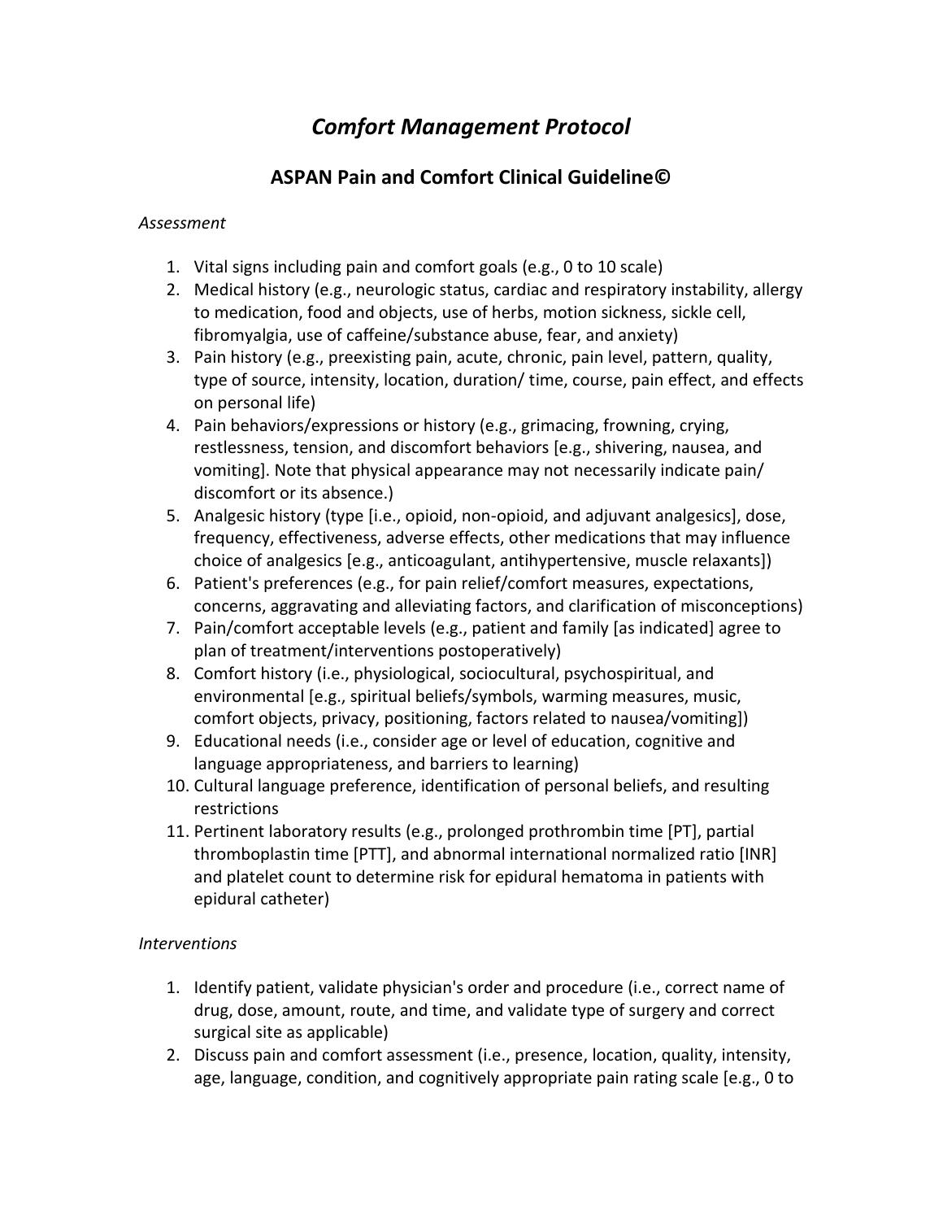# *Comfort Management Protocol*

## ASPAN Pain and Comfort Clinical Guideline©

*Assessment*

1. Vital signs including pain and comfort goals (e.g., 0 to 10 scale)
2. Medical history (e.g., neurologic status, cardiac and respiratory instability, allergy to medication, food and objects, use of herbs, motion sickness, sickle cell, fibromyalgia, use of caffeine/substance abuse, fear, and anxiety)
3. Pain history (e.g., preexisting pain, acute, chronic, pain level, pattern, quality, type of source, intensity, location, duration/ time, course, pain effect, and effects on personal life)
4. Pain behaviors/expressions or history (e.g., grimacing, frowning, crying, restlessness, tension, and discomfort behaviors [e.g., shivering, nausea, and vomiting]. Note that physical appearance may not necessarily indicate pain/ discomfort or its absence.)
5. Analgesic history (type [i.e., opioid, non-opioid, and adjuvant analgesics], dose, frequency, effectiveness, adverse effects, other medications that may influence choice of analgesics [e.g., anticoagulant, antihypertensive, muscle relaxants])
6. Patient's preferences (e.g., for pain relief/comfort measures, expectations, concerns, aggravating and alleviating factors, and clarification of misconceptions)
7. Pain/comfort acceptable levels (e.g., patient and family [as indicated] agree to plan of treatment/interventions postoperatively)
8. Comfort history (i.e., physiological, sociocultural, psychospiritual, and environmental [e.g., spiritual beliefs/symbols, warming measures, music, comfort objects, privacy, positioning, factors related to nausea/vomiting])
9. Educational needs (i.e., consider age or level of education, cognitive and language appropriateness, and barriers to learning)
10. Cultural language preference, identification of personal beliefs, and resulting restrictions
11. Pertinent laboratory results (e.g., prolonged prothrombin time [PT], partial thromboplastin time [PTT], and abnormal international normalized ratio [INR] and platelet count to determine risk for epidural hematoma in patients with epidural catheter)

*Interventions*

1. Identify patient, validate physician's order and procedure (i.e., correct name of drug, dose, amount, route, and time, and validate type of surgery and correct surgical site as applicable)
2. Discuss pain and comfort assessment (i.e., presence, location, quality, intensity, age, language, condition, and cognitively appropriate pain rating scale [e.g., 0 to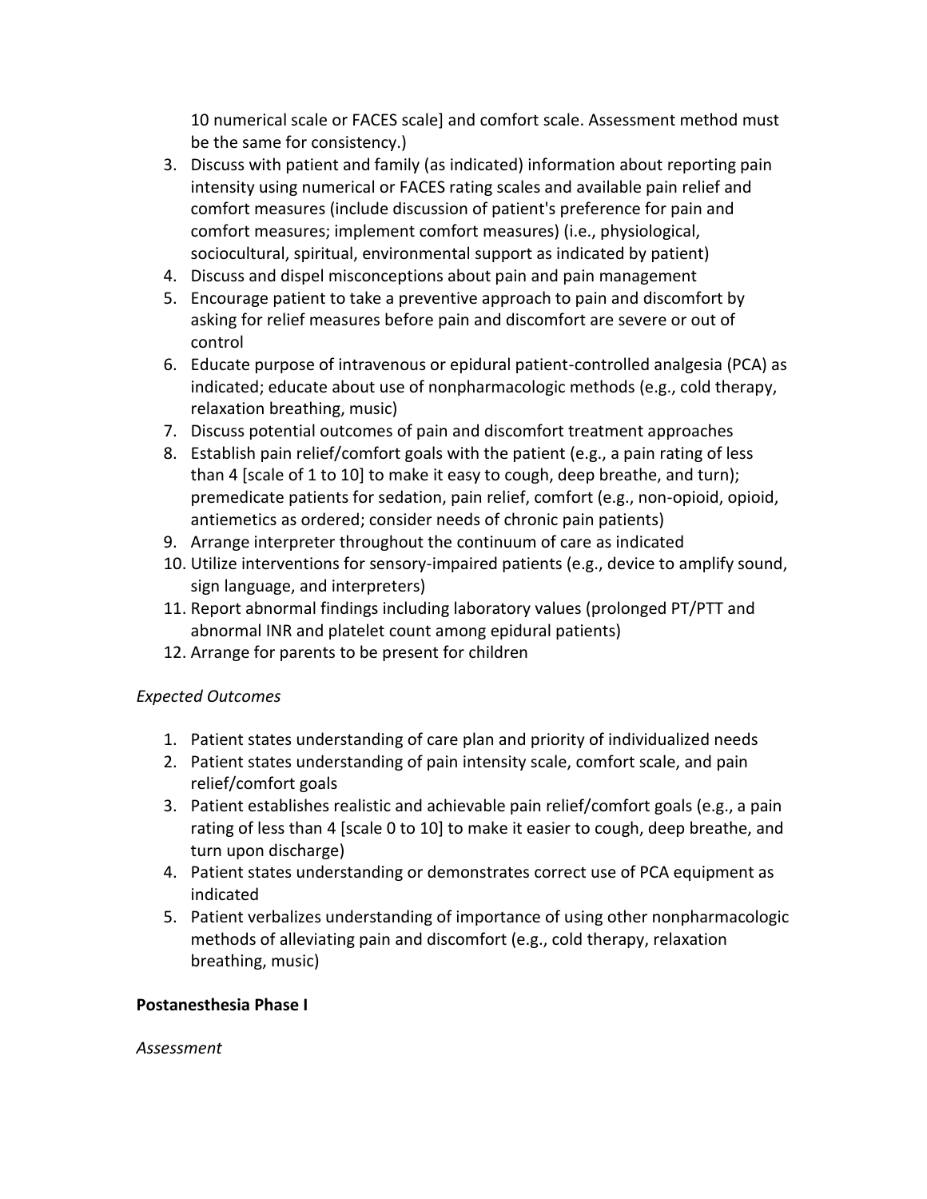10 numerical scale or FACES scale] and comfort scale. Assessment method must be the same for consistency.)

3. Discuss with patient and family (as indicated) information about reporting pain intensity using numerical or FACES rating scales and available pain relief and comfort measures (include discussion of patient's preference for pain and comfort measures; implement comfort measures) (i.e., physiological, sociocultural, spiritual, environmental support as indicated by patient)
4. Discuss and dispel misconceptions about pain and pain management
5. Encourage patient to take a preventive approach to pain and discomfort by asking for relief measures before pain and discomfort are severe or out of control
6. Educate purpose of intravenous or epidural patient-controlled analgesia (PCA) as indicated; educate about use of nonpharmacologic methods (e.g., cold therapy, relaxation breathing, music)
7. Discuss potential outcomes of pain and discomfort treatment approaches
8. Establish pain relief/comfort goals with the patient (e.g., a pain rating of less than 4 [scale of 1 to 10] to make it easy to cough, deep breathe, and turn); premedicate patients for sedation, pain relief, comfort (e.g., non-opioid, opioid, antiemetics as ordered; consider needs of chronic pain patients)
9. Arrange interpreter throughout the continuum of care as indicated
10. Utilize interventions for sensory-impaired patients (e.g., device to amplify sound, sign language, and interpreters)
11. Report abnormal findings including laboratory values (prolonged PT/PTT and abnormal INR and platelet count among epidural patients)
12. Arrange for parents to be present for children

*Expected Outcomes*

1. Patient states understanding of care plan and priority of individualized needs
2. Patient states understanding of pain intensity scale, comfort scale, and pain relief/comfort goals
3. Patient establishes realistic and achievable pain relief/comfort goals (e.g., a pain rating of less than 4 [scale 0 to 10] to make it easier to cough, deep breathe, and turn upon discharge)
4. Patient states understanding or demonstrates correct use of PCA equipment as indicated
5. Patient verbalizes understanding of importance of using other nonpharmacologic methods of alleviating pain and discomfort (e.g., cold therapy, relaxation breathing, music)

**Postanesthesia Phase I**

*Assessment*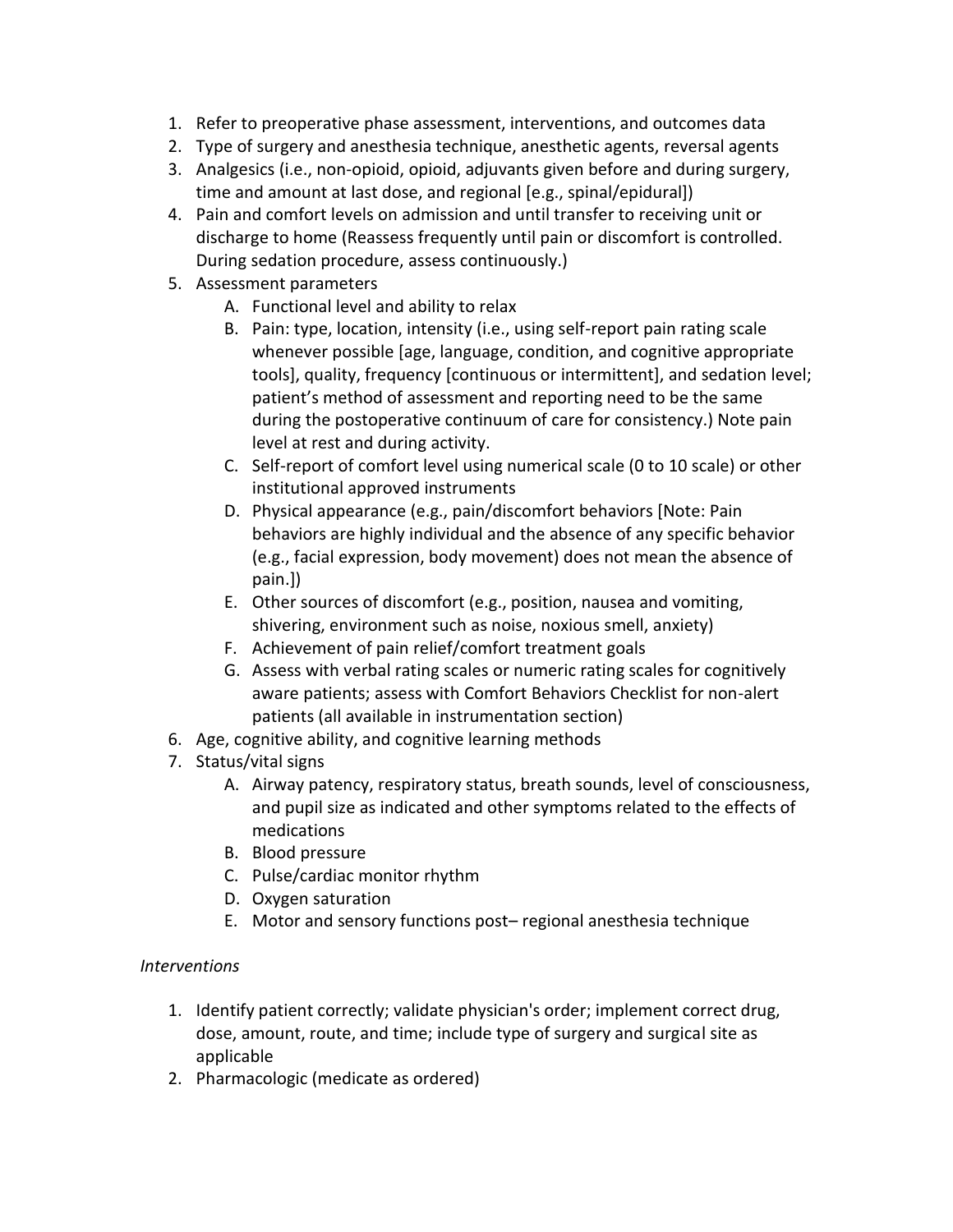1. Refer to preoperative phase assessment, interventions, and outcomes data
2. Type of surgery and anesthesia technique, anesthetic agents, reversal agents
3. Analgesics (i.e., non-opioid, opioid, adjuvants given before and during surgery, time and amount at last dose, and regional [e.g., spinal/epidural])
4. Pain and comfort levels on admission and until transfer to receiving unit or discharge to home (Reassess frequently until pain or discomfort is controlled. During sedation procedure, assess continuously.)
5. Assessment parameters
    A. Functional level and ability to relax
    B. Pain: type, location, intensity (i.e., using self-report pain rating scale whenever possible [age, language, condition, and cognitive appropriate tools], quality, frequency [continuous or intermittent], and sedation level; patient's method of assessment and reporting need to be the same during the postoperative continuum of care for consistency.) Note pain level at rest and during activity.
    C. Self-report of comfort level using numerical scale (0 to 10 scale) or other institutional approved instruments
    D. Physical appearance (e.g., pain/discomfort behaviors [Note: Pain behaviors are highly individual and the absence of any specific behavior (e.g., facial expression, body movement) does not mean the absence of pain.])
    E. Other sources of discomfort (e.g., position, nausea and vomiting, shivering, environment such as noise, noxious smell, anxiety)
    F. Achievement of pain relief/comfort treatment goals
    G. Assess with verbal rating scales or numeric rating scales for cognitively aware patients; assess with Comfort Behaviors Checklist for non-alert patients (all available in instrumentation section)
6. Age, cognitive ability, and cognitive learning methods
7. Status/vital signs
    A. Airway patency, respiratory status, breath sounds, level of consciousness, and pupil size as indicated and other symptoms related to the effects of medications
    B. Blood pressure
    C. Pulse/cardiac monitor rhythm
    D. Oxygen saturation
    E. Motor and sensory functions post– regional anesthesia technique

*Interventions*

1. Identify patient correctly; validate physician's order; implement correct drug, dose, amount, route, and time; include type of surgery and surgical site as applicable
2. Pharmacologic (medicate as ordered)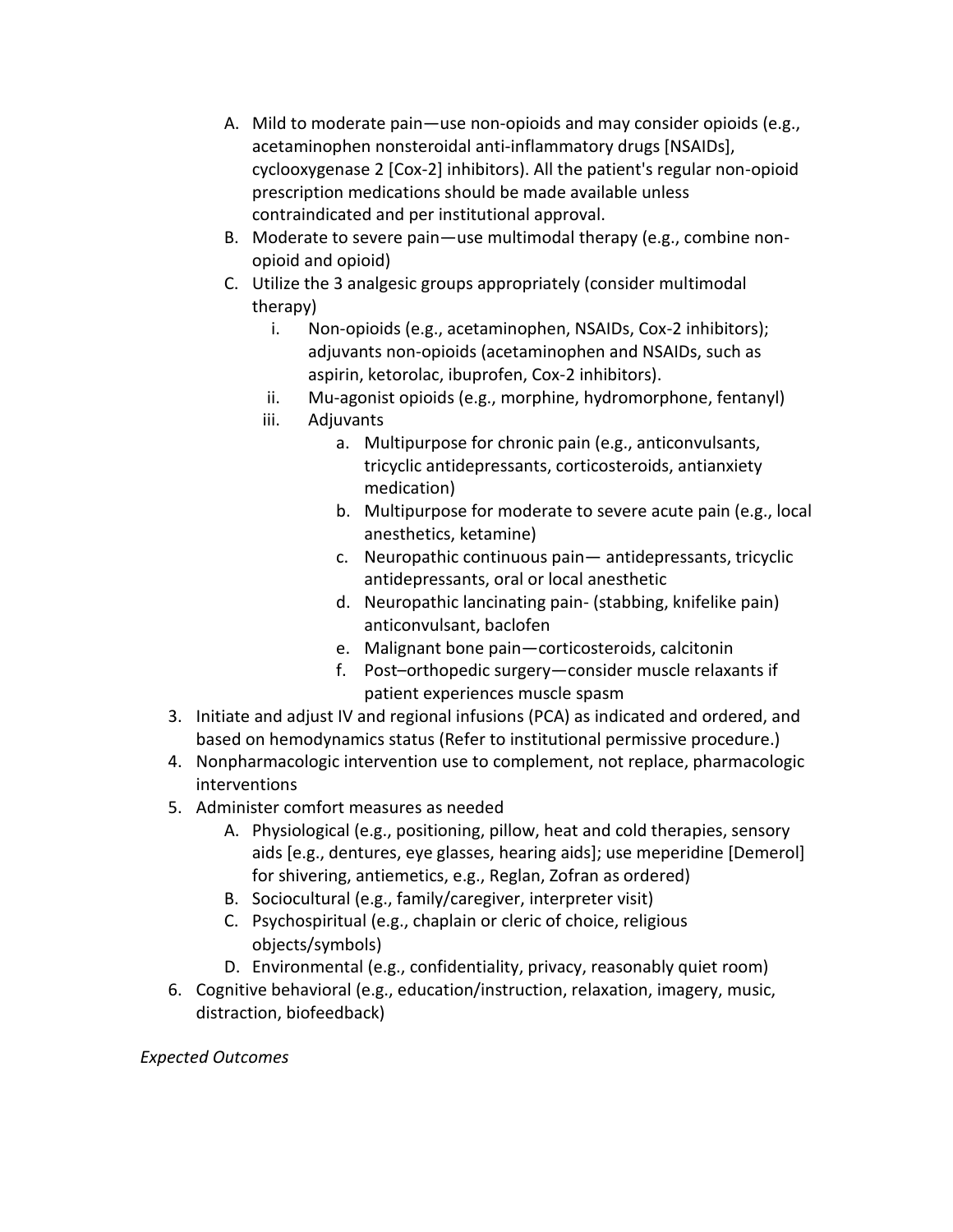A. Mild to moderate pain—use non-opioids and may consider opioids (e.g., acetaminophen nonsteroidal anti-inflammatory drugs [NSAIDs], cyclooxygenase 2 [Cox-2] inhibitors). All the patient's regular non-opioid prescription medications should be made available unless contraindicated and per institutional approval.
   B. Moderate to severe pain—use multimodal therapy (e.g., combine non-opioid and opioid)
   C. Utilize the 3 analgesic groups appropriately (consider multimodal therapy)
      i. Non-opioids (e.g., acetaminophen, NSAIDs, Cox-2 inhibitors); adjuvants non-opioids (acetaminophen and NSAIDs, such as aspirin, ketorolac, ibuprofen, Cox-2 inhibitors).
      ii. Mu-agonist opioids (e.g., morphine, hydromorphone, fentanyl)
      iii. Adjuvants
         a. Multipurpose for chronic pain (e.g., anticonvulsants, tricyclic antidepressants, corticosteroids, antianxiety medication)
         b. Multipurpose for moderate to severe acute pain (e.g., local anesthetics, ketamine)
         c. Neuropathic continuous pain— antidepressants, tricyclic antidepressants, oral or local anesthetic
         d. Neuropathic lancinating pain- (stabbing, knifelike pain) anticonvulsant, baclofen
         e. Malignant bone pain—corticosteroids, calcitonin
         f. Post–orthopedic surgery—consider muscle relaxants if patient experiences muscle spasm

3. Initiate and adjust IV and regional infusions (PCA) as indicated and ordered, and based on hemodynamics status (Refer to institutional permissive procedure.)
4. Nonpharmacologic intervention use to complement, not replace, pharmacologic interventions
5. Administer comfort measures as needed
   A. Physiological (e.g., positioning, pillow, heat and cold therapies, sensory aids [e.g., dentures, eye glasses, hearing aids]; use meperidine [Demerol] for shivering, antiemetics, e.g., Reglan, Zofran as ordered)
   B. Sociocultural (e.g., family/caregiver, interpreter visit)
   C. Psychospiritual (e.g., chaplain or cleric of choice, religious objects/symbols)
   D. Environmental (e.g., confidentiality, privacy, reasonably quiet room)
6. Cognitive behavioral (e.g., education/instruction, relaxation, imagery, music, distraction, biofeedback)

*Expected Outcomes*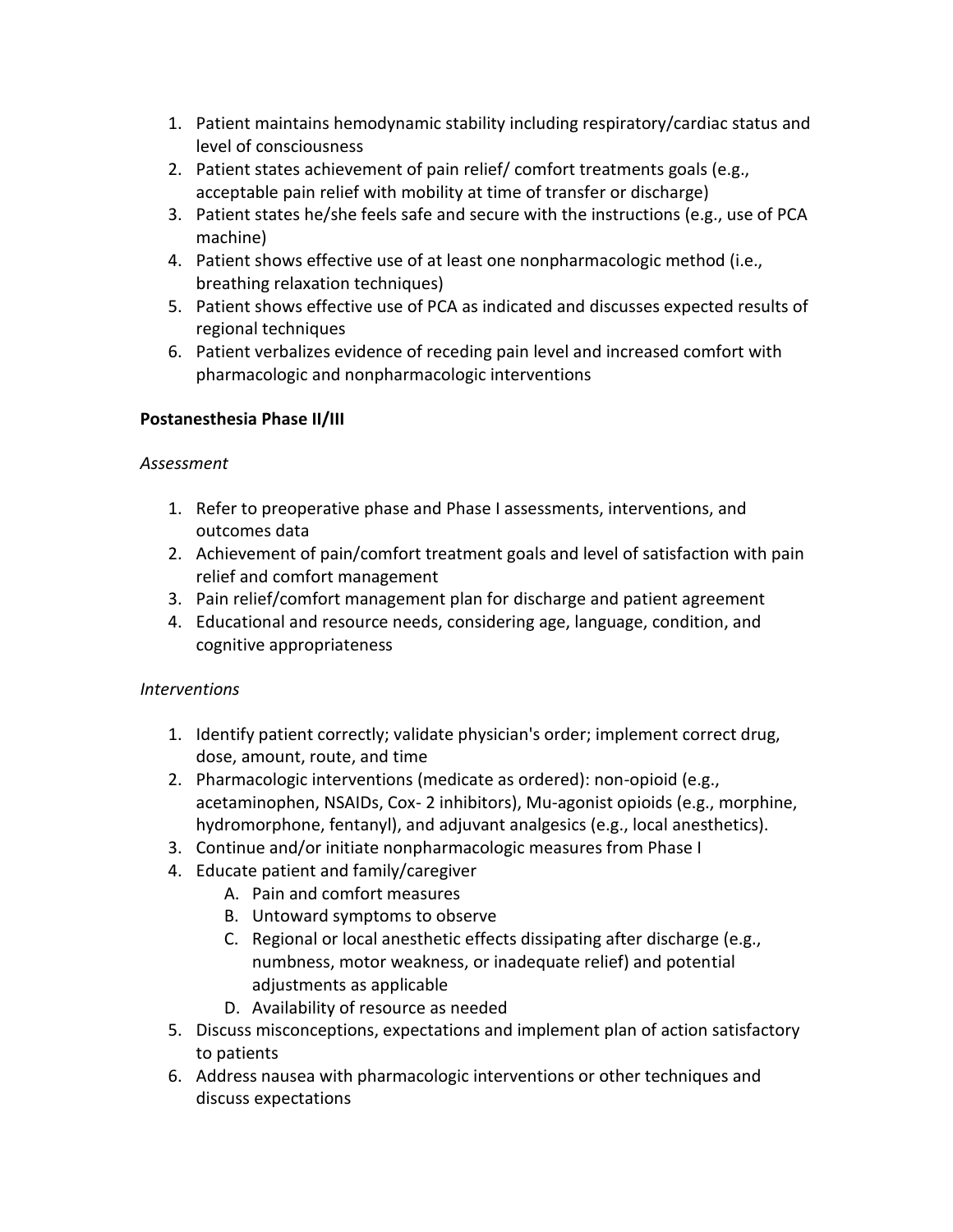1. Patient maintains hemodynamic stability including respiratory/cardiac status and level of consciousness
2. Patient states achievement of pain relief/ comfort treatments goals (e.g., acceptable pain relief with mobility at time of transfer or discharge)
3. Patient states he/she feels safe and secure with the instructions (e.g., use of PCA machine)
4. Patient shows effective use of at least one nonpharmacologic method (i.e., breathing relaxation techniques)
5. Patient shows effective use of PCA as indicated and discusses expected results of regional techniques
6. Patient verbalizes evidence of receding pain level and increased comfort with pharmacologic and nonpharmacologic interventions

**Postanesthesia Phase II/III**

*Assessment*

1. Refer to preoperative phase and Phase I assessments, interventions, and outcomes data
2. Achievement of pain/comfort treatment goals and level of satisfaction with pain relief and comfort management
3. Pain relief/comfort management plan for discharge and patient agreement
4. Educational and resource needs, considering age, language, condition, and cognitive appropriateness

*Interventions*

1. Identify patient correctly; validate physician's order; implement correct drug, dose, amount, route, and time
2. Pharmacologic interventions (medicate as ordered): non-opioid (e.g., acetaminophen, NSAIDs, Cox- 2 inhibitors), Mu-agonist opioids (e.g., morphine, hydromorphone, fentanyl), and adjuvant analgesics (e.g., local anesthetics).
3. Continue and/or initiate nonpharmacologic measures from Phase I
4. Educate patient and family/caregiver
   A. Pain and comfort measures
   B. Untoward symptoms to observe
   C. Regional or local anesthetic effects dissipating after discharge (e.g., numbness, motor weakness, or inadequate relief) and potential adjustments as applicable
   D. Availability of resource as needed
5. Discuss misconceptions, expectations and implement plan of action satisfactory to patients
6. Address nausea with pharmacologic interventions or other techniques and discuss expectations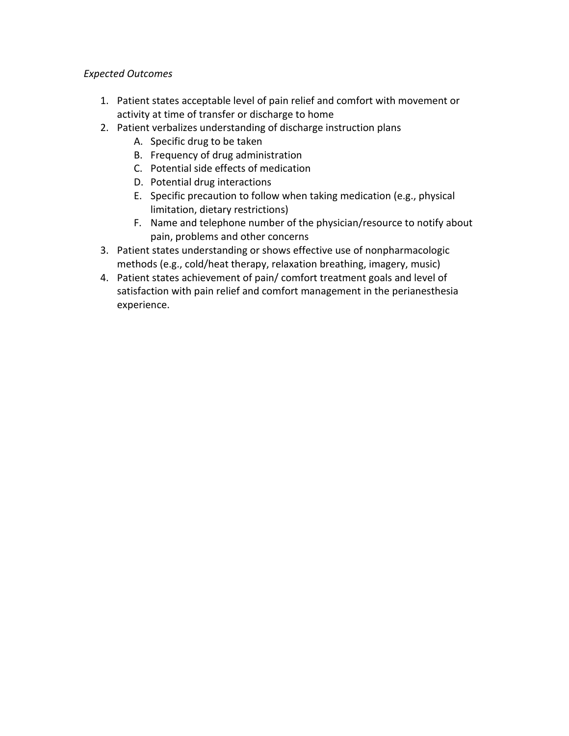*Expected Outcomes*

1. Patient states acceptable level of pain relief and comfort with movement or activity at time of transfer or discharge to home
2. Patient verbalizes understanding of discharge instruction plans
   A. Specific drug to be taken
   B. Frequency of drug administration
   C. Potential side effects of medication
   D. Potential drug interactions
   E. Specific precaution to follow when taking medication (e.g., physical limitation, dietary restrictions)
   F. Name and telephone number of the physician/resource to notify about pain, problems and other concerns
3. Patient states understanding or shows effective use of nonpharmacologic methods (e.g., cold/heat therapy, relaxation breathing, imagery, music)
4. Patient states achievement of pain/ comfort treatment goals and level of satisfaction with pain relief and comfort management in the perianesthesia experience.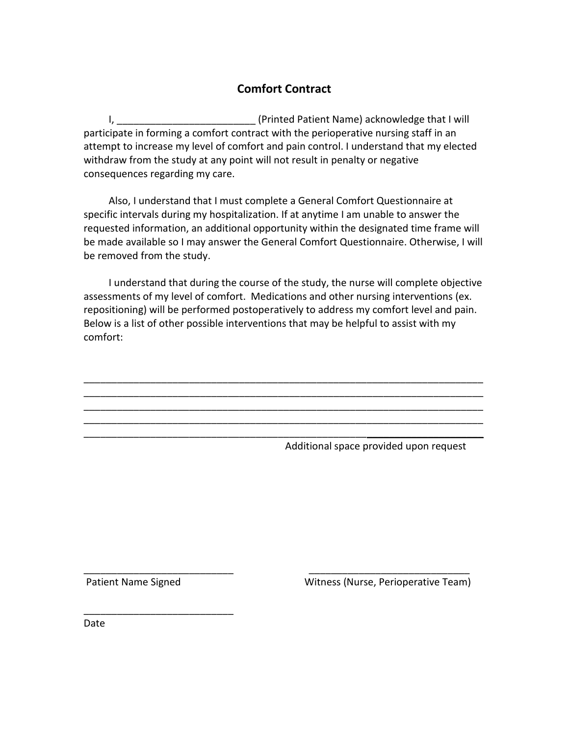## Comfort Contract

I, ________________________ (Printed Patient Name) acknowledge that I will participate in forming a comfort contract with the perioperative nursing staff in an attempt to increase my level of comfort and pain control. I understand that my elected withdraw from the study at any point will not result in penalty or negative consequences regarding my care.

Also, I understand that I must complete a General Comfort Questionnaire at specific intervals during my hospitalization. If at anytime I am unable to answer the requested information, an additional opportunity within the designated time frame will be made available so I may answer the General Comfort Questionnaire. Otherwise, I will be removed from the study.

I understand that during the course of the study, the nurse will complete objective assessments of my level of comfort. Medications and other nursing interventions (ex. repositioning) will be performed postoperatively to address my comfort level and pain. Below is a list of other possible interventions that may be helpful to assist with my comfort:

_________________________________________________________________________

_________________________________________________________________________

_________________________________________________________________________

_________________________________________________________________________

_________________________________________________________________________

Additional space provided upon request

___________________________ Patient Name Signed

___________________________ Witness (Nurse, Perioperative Team)

___________________________ Date